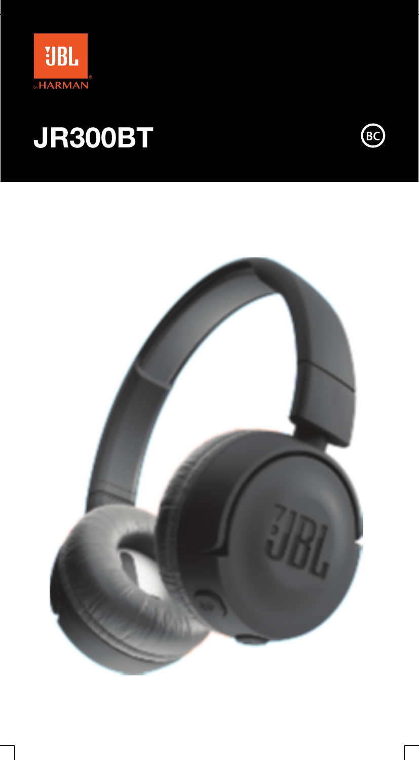JBL by HARMAN

# JR300BT

BC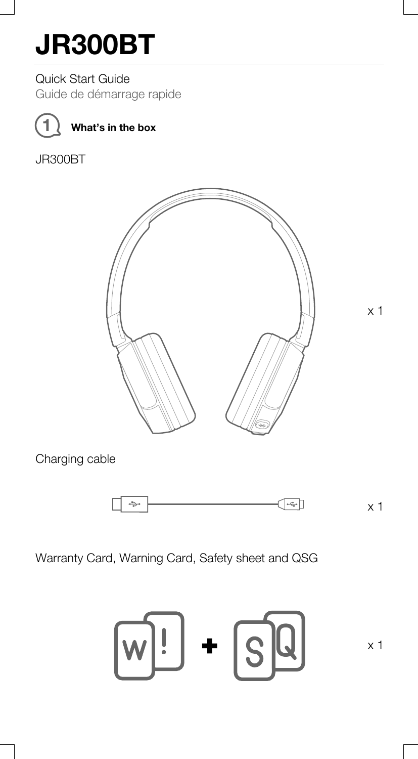# JR300BT

Quick Start Guide
Guide de démarrage rapide

## 1 What's in the box

JR300BT

x 1

Charging cable

x 1

Warranty Card, Warning Card, Safety sheet and QSG

x 1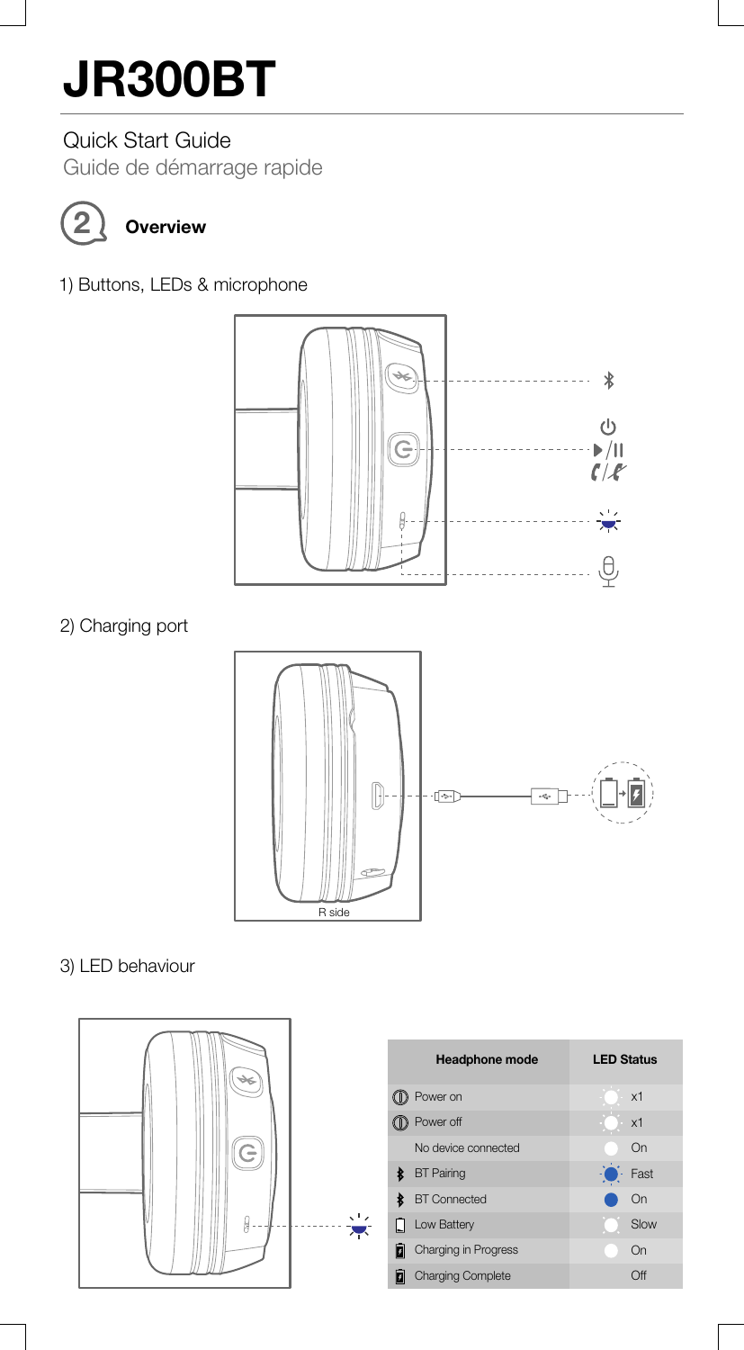# JR300BT

Quick Start Guide
Guide de démarrage rapide

## 2 Overview

1) Buttons, LEDs & microphone

2) Charging port

R side

3) LED behaviour

| Headphone mode | LED Status |
|---|---|
| Power on | x1 |
| Power off | x1 |
| No device connected | On |
| BT Pairing | Fast |
| BT Connected | On |
| Low Battery | Slow |
| Charging in Progress | On |
| Charging Complete | Off |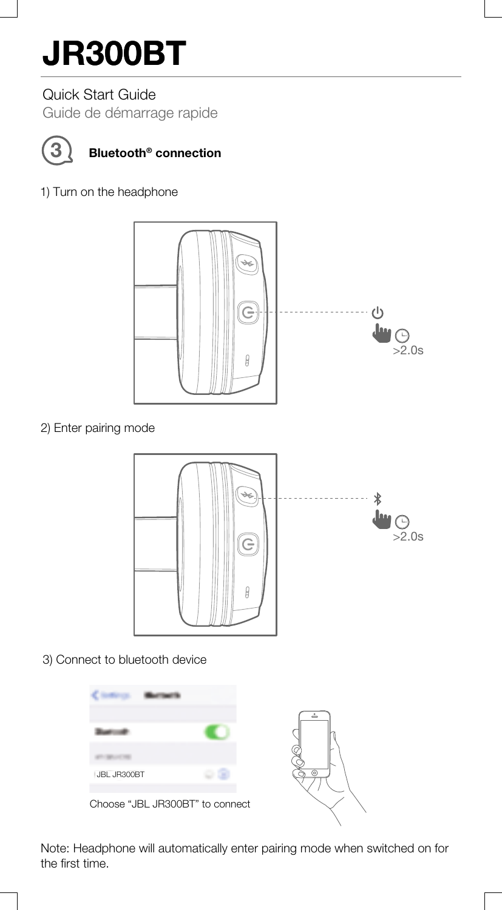# JR300BT

Quick Start Guide

Guide de démarrage rapide

## 3 Bluetooth® connection

1) Turn on the headphone

>2.0s

2) Enter pairing mode

>2.0s

3) Connect to bluetooth device

JBL JR300BT

Choose "JBL JR300BT" to connect

Note: Headphone will automatically enter pairing mode when switched on for the first time.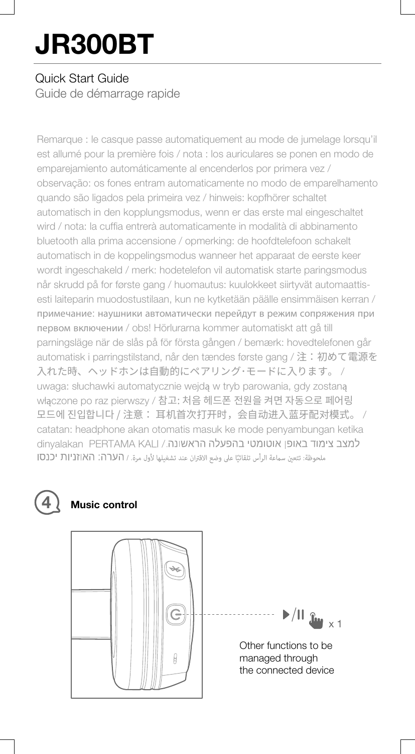# JR300BT

Quick Start Guide
Guide de démarrage rapide

Remarque : le casque passe automatiquement au mode de jumelage lorsqu'il est allumé pour la première fois / nota : los auriculares se ponen en modo de emparejamiento automáticamente al encenderlos por primera vez / observação: os fones entram automaticamente no modo de emparelhamento quando são ligados pela primeira vez / hinweis: kopfhörer schaltet automatisch in den kopplungsmodus, wenn er das erste mal eingeschaltet wird / nota: la cuffia entrerà automaticamente in modalità di abbinamento bluetooth alla prima accensione / opmerking: de hoofdtelefoon schakelt automatisch in de koppelingsmodus wanneer het apparaat de eerste keer wordt ingeschakeld / merk: hodetelefon vil automatisk starte paringsmodus når skrudd på for første gang / huomautus: kuulokkeet siirtyvät automaattisesti laiteparin muodostustilaan, kun ne kytketään päälle ensimmäisen kerran / примечание: наушники автоматически перейдут в режим сопряжения при первом включении / obs! Hörlurarna kommer automatiskt att gå till parningsläge när de slås på för första gången / bemærk: hovedtelefonen går automatisk i parringstilstand, når den tændes første gang / 注：初めて電源を入れた時、ヘッドホンは自動的にペアリング･モードに入ります。 / uwaga: słuchawki automatycznie wejdą w tryb parowania, gdy zostaną włączone po raz pierwszy / 참고: 처음 헤드폰 전원을 켜면 자동으로 페어링 모드에 진입합니다 / 注意： 耳机首次打开时，会自动进入蓝牙配对模式。 / catatan: headphone akan otomatis masuk ke mode penyambungan ketika dinyalakan PERTAMA KALI / הערה: האוזניות יכנסו למצב צימוד באופן אוטומטי בהפעלה הראשונה. / ملحوظة: تتعين سماعة الرأس تلقائيًا على وضع الاقتران عند تشغيلها لأول مرة.

## 4 Music control

▶/II x 1

Other functions to be managed through the connected device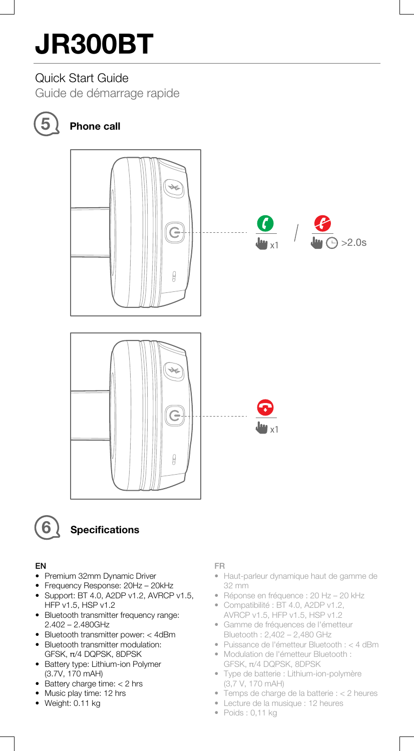# JR300BT

## Quick Start Guide

Guide de démarrage rapide

## 5 Phone call

x1 / >2.0s

x1

## 6 Specifications

**EN**

- Premium 32mm Dynamic Driver
- Frequency Response: 20Hz – 20kHz
- Support: BT 4.0, A2DP v1.2, AVRCP v1.5, HFP v1.5, HSP v1.2
- Bluetooth transmitter frequency range: 2.402 – 2.480GHz
- Bluetooth transmitter power: < 4dBm
- Bluetooth transmitter modulation: GFSK, π/4 DQPSK, 8DPSK
- Battery type: Lithium-ion Polymer (3.7V, 170 mAH)
- Battery charge time: < 2 hrs
- Music play time: 12 hrs
- Weight: 0.11 kg

**FR**

- Haut-parleur dynamique haut de gamme de 32 mm
- Réponse en fréquence : 20 Hz – 20 kHz
- Compatibilité : BT 4.0, A2DP v1.2, AVRCP v1.5, HFP v1.5, HSP v1.2
- Gamme de fréquences de l'émetteur Bluetooth : 2,402 – 2,480 GHz
- Puissance de l'émetteur Bluetooth : < 4 dBm
- Modulation de l'émetteur Bluetooth : GFSK, π/4 DQPSK, 8DPSK
- Type de batterie : Lithium-ion-polymère (3,7 V, 170 mAH)
- Temps de charge de la batterie : < 2 heures
- Lecture de la musique : 12 heures
- Poids : 0,11 kg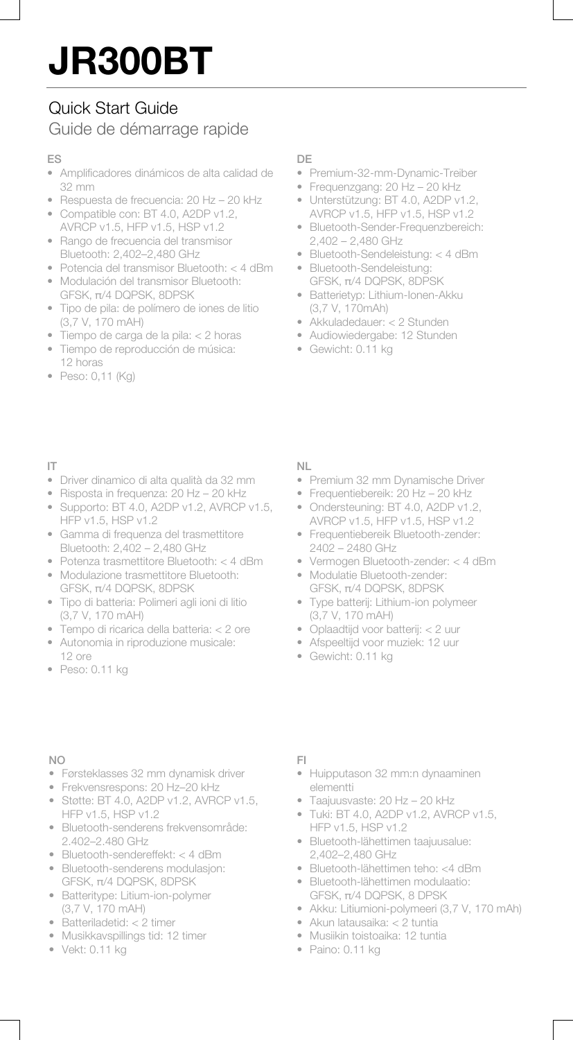# JR300BT

## Quick Start Guide

Guide de démarrage rapide

### ES

- Amplificadores dinámicos de alta calidad de 32 mm
- Respuesta de frecuencia: 20 Hz – 20 kHz
- Compatible con: BT 4.0, A2DP v1.2, AVRCP v1.5, HFP v1.5, HSP v1.2
- Rango de frecuencia del transmisor Bluetooth: 2,402–2,480 GHz
- Potencia del transmisor Bluetooth: < 4 dBm
- Modulación del transmisor Bluetooth: GFSK, π/4 DQPSK, 8DPSK
- Tipo de pila: de polímero de iones de litio (3,7 V, 170 mAH)
- Tiempo de carga de la pila: < 2 horas
- Tiempo de reproducción de música: 12 horas
- Peso: 0,11 (Kg)

### DE

- Premium-32-mm-Dynamic-Treiber
- Frequenzgang: 20 Hz – 20 kHz
- Unterstützung: BT 4.0, A2DP v1.2, AVRCP v1.5, HFP v1.5, HSP v1.2
- Bluetooth-Sender-Frequenzbereich: 2,402 – 2,480 GHz
- Bluetooth-Sendeleistung: < 4 dBm
- Bluetooth-Sendeleistung: GFSK, π/4 DQPSK, 8DPSK
- Batterietyp: Lithium-Ionen-Akku (3,7 V, 170mAh)
- Akkuladedauer: < 2 Stunden
- Audiowiedergabe: 12 Stunden
- Gewicht: 0.11 kg

### IT

- Driver dinamico di alta qualità da 32 mm
- Risposta in frequenza: 20 Hz – 20 kHz
- Supporto: BT 4.0, A2DP v1.2, AVRCP v1.5, HFP v1.5, HSP v1.2
- Gamma di frequenza del trasmettitore Bluetooth: 2,402 – 2,480 GHz
- Potenza trasmettitore Bluetooth: < 4 dBm
- Modulazione trasmettitore Bluetooth: GFSK, π/4 DQPSK, 8DPSK
- Tipo di batteria: Polimeri agli ioni di litio (3,7 V, 170 mAH)
- Tempo di ricarica della batteria: < 2 ore
- Autonomia in riproduzione musicale: 12 ore
- Peso: 0.11 kg

### NL

- Premium 32 mm Dynamische Driver
- Frequentiebereik: 20 Hz – 20 kHz
- Ondersteuning: BT 4.0, A2DP v1.2, AVRCP v1.5, HFP v1.5, HSP v1.2
- Frequentiebereik Bluetooth-zender: 2402 – 2480 GHz
- Vermogen Bluetooth-zender: < 4 dBm
- Modulatie Bluetooth-zender: GFSK, π/4 DQPSK, 8DPSK
- Type batterij: Lithium-ion polymeer (3,7 V, 170 mAH)
- Oplaadtijd voor batterij: < 2 uur
- Afspeeltijd voor muziek: 12 uur
- Gewicht: 0.11 kg

### NO

- Førsteklasses 32 mm dynamisk driver
- Frekvensrespons: 20 Hz–20 kHz
- Støtte: BT 4.0, A2DP v1.2, AVRCP v1.5, HFP v1.5, HSP v1.2
- Bluetooth-senderens frekvensområde: 2.402–2.480 GHz
- Bluetooth-sendereffekt: < 4 dBm
- Bluetooth-senderens modulasjon: GFSK, π/4 DQPSK, 8DPSK
- Batteritype: Litium-ion-polymer (3,7 V, 170 mAH)
- Batteriladetid: < 2 timer
- Musikkavspillings tid: 12 timer
- Vekt: 0.11 kg

### FI

- Huipputason 32 mm:n dynaaminen elementti
- Taajuusvaste: 20 Hz – 20 kHz
- Tuki: BT 4.0, A2DP v1.2, AVRCP v1.5, HFP v1.5, HSP v1.2
- Bluetooth-lähettimen taajuusalue: 2,402–2,480 GHz
- Bluetooth-lähettimen teho: <4 dBm
- Bluetooth-lähettimen modulaatio: GFSK, π/4 DQPSK, 8 DPSK
- Akku: Litiumioni-polymeeri (3,7 V, 170 mAh)
- Akun latausaika: < 2 tuntia
- Musiikin toistoaika: 12 tuntia
- Paino: 0.11 kg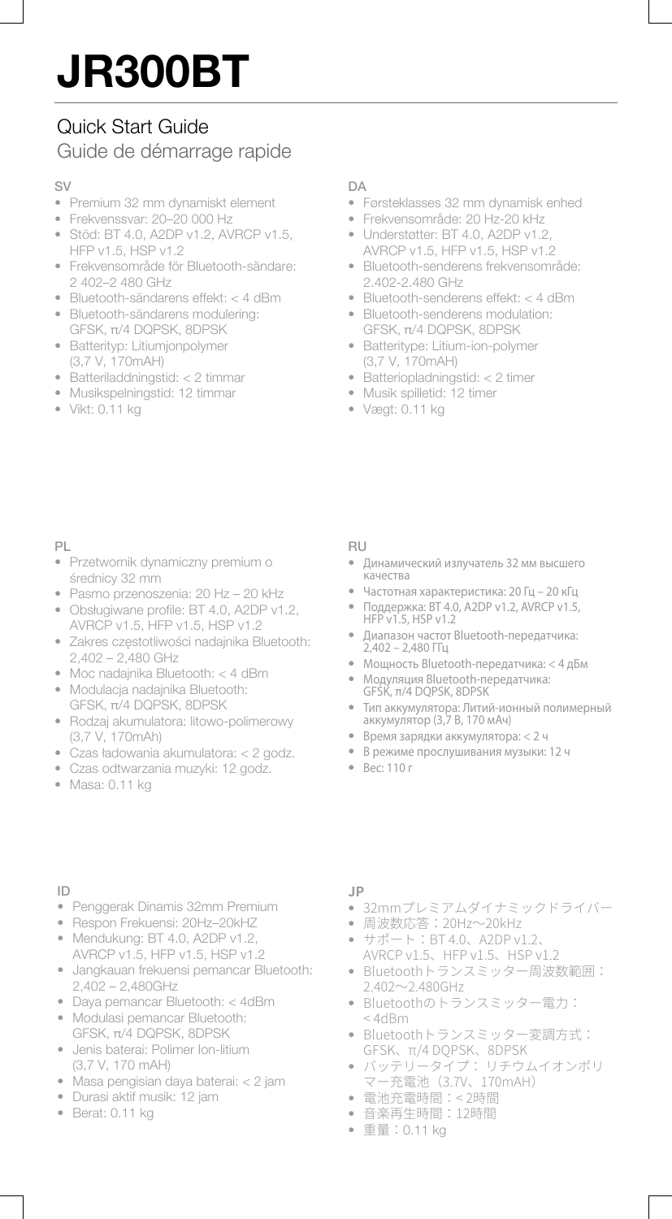# JR300BT

## Quick Start Guide

Guide de démarrage rapide

### SV

- Premium 32 mm dynamiskt element
- Frekvenssvar: 20–20 000 Hz
- Stöd: BT 4.0, A2DP v1.2, AVRCP v1.5, HFP v1.5, HSP v1.2
- Frekvensområde för Bluetooth-sändare: 2 402–2 480 GHz
- Bluetooth-sändarens effekt: < 4 dBm
- Bluetooth-sändarens modulering: GFSK, π/4 DQPSK, 8DPSK
- Batterityp: Litiumjonpolymer (3,7 V, 170mAH)
- Batteriladdningstid: < 2 timmar
- Musikspelningstid: 12 timmar
- Vikt: 0.11 kg

### DA

- Førsteklasses 32 mm dynamisk enhed
- Frekvensområde: 20 Hz-20 kHz
- Understøtter: BT 4.0, A2DP v1.2, AVRCP v1.5, HFP v1.5, HSP v1.2
- Bluetooth-senderens frekvensområde: 2.402-2.480 GHz
- Bluetooth-senderens effekt: < 4 dBm
- Bluetooth-senderens modulation: GFSK, π/4 DQPSK, 8DPSK
- Batteritype: Litium-ion-polymer (3,7 V, 170mAH)
- Batteriopladningstid: < 2 timer
- Musik spilletid: 12 timer
- Vægt: 0.11 kg

### PL

- Przetwornik dynamiczny premium o średnicy 32 mm
- Pasmo przenoszenia: 20 Hz – 20 kHz
- Obsługiwane profile: BT 4.0, A2DP v1.2, AVRCP v1.5, HFP v1.5, HSP v1.2
- Zakres częstotliwości nadajnika Bluetooth: 2,402 – 2,480 GHz
- Moc nadajnika Bluetooth: < 4 dBm
- Modulacja nadajnika Bluetooth: GFSK, π/4 DQPSK, 8DPSK
- Rodzaj akumulatora: litowo-polimerowy (3,7 V, 170mAh)
- Czas ładowania akumulatora: < 2 godz.
- Czas odtwarzania muzyki: 12 godz.
- Masa: 0.11 kg

### RU

- Динамический излучатель 32 мм высшего качества
- Частотная характеристика: 20 Гц – 20 кГц
- Поддержка: BT 4.0, A2DP v1.2, AVRCP v1.5, HFP v1.5, HSP v1.2
- Диапазон частот Bluetooth-передатчика: 2,402 – 2,480 ГГц
- Мощность Bluetooth-передатчика: < 4 дБм
- Модуляция Bluetooth-передатчика: GFSK, π/4 DQPSK, 8DPSK
- Тип аккумулятора: Литий-ионный полимерный аккумулятор (3,7 В, 170 мАч)
- Время зарядки аккумулятора: < 2 ч
- В режиме прослушивания музыки: 12 ч
- Вес: 110 г

### ID

- Penggerak Dinamis 32mm Premium
- Respon Frekuensi: 20Hz–20kHZ
- Mendukung: BT 4.0, A2DP v1.2, AVRCP v1.5, HFP v1.5, HSP v1.2
- Jangkauan frekuensi pemancar Bluetooth: 2,402 – 2,480GHz
- Daya pemancar Bluetooth: < 4dBm
- Modulasi pemancar Bluetooth: GFSK, π/4 DQPSK, 8DPSK
- Jenis baterai: Polimer Ion-litium (3,7 V, 170 mAH)
- Masa pengisian daya baterai: < 2 jam
- Durasi aktif musik: 12 jam
- Berat: 0.11 kg

### JP

- 32mmプレミアムダイナミックドライバー
- 周波数応答：20Hz～20kHz
- サポート：BT 4.0、A2DP v1.2、AVRCP v1.5、HFP v1.5、HSP v1.2
- Bluetoothトランスミッター周波数範囲：2.402～2.480GHz
- Bluetoothのトランスミッター電力：< 4dBm
- Bluetoothトランスミッター変調方式：GFSK、π/4 DQPSK、8DPSK
- バッテリータイプ：リチウムイオンポリマー充電池（3.7V、170mAH）
- 電池充電時間：< 2時間
- 音楽再生時間：12時間
- 重量：0.11 kg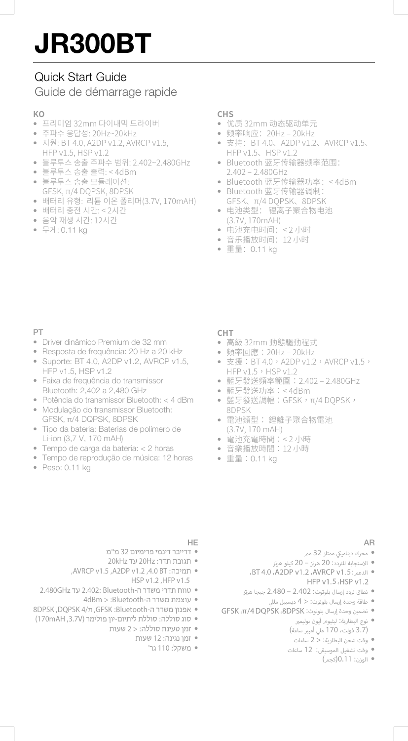# JR300BT

## Quick Start Guide

Guide de démarrage rapide

### KO

- 프리미엄 32mm 다이내믹 드라이버
- 주파수 응답성: 20Hz~20kHz
- 지원: BT 4.0, A2DP v1.2, AVRCP v1.5, HFP v1.5, HSP v1.2
- 블루투스 송출 주파수 범위: 2.402~2.480GHz
- 블루투스 송출 출력: < 4dBm
- 블루투스 송출 모듈레이션: GFSK, π/4 DQPSK, 8DPSK
- 배터리 유형: 리튬 이온 폴리머(3.7V, 170mAH)
- 배터리 충전 시간: < 2시간
- 음악 재생 시간: 12시간
- 무게: 0.11 kg

### CHS

- 优质 32mm 动态驱动单元
- 频率响应：20Hz – 20kHz
- 支持：BT 4.0、A2DP v1.2、AVRCP v1.5、HFP v1.5、HSP v1.2
- Bluetooth 蓝牙传输器频率范围：2.402 – 2.480GHz
- Bluetooth 蓝牙传输器功率：< 4dBm
- Bluetooth 蓝牙传输器调制：GFSK、π/4 DQPSK、8DPSK
- 电池类型： 锂离子聚合物电池 (3.7V, 170mAH)
- 电池充电时间：< 2 小时
- 音乐播放时间：12 小时
- 重量：0.11 kg

### PT

- Driver dinâmico Premium de 32 mm
- Resposta de frequência: 20 Hz a 20 kHz
- Suporte: BT 4.0, A2DP v1.2, AVRCP v1.5, HFP v1.5, HSP v1.2
- Faixa de frequência do transmissor Bluetooth: 2,402 a 2,480 GHz
- Potência do transmissor Bluetooth: < 4 dBm
- Modulação do transmissor Bluetooth: GFSK, π/4 DQPSK, 8DPSK
- Tipo da bateria: Baterias de polímero de Li-ion (3,7 V, 170 mAH)
- Tempo de carga da bateria: < 2 horas
- Tempo de reprodução de música: 12 horas
- Peso: 0.11 kg

### CHT

- 高級 32mm 動態驅動程式
- 頻率回應：20Hz – 20kHz
- 支援：BT 4.0，A2DP v1.2，AVRCP v1.5，HFP v1.5，HSP v1.2
- 藍牙發送頻率範圍：2.402 – 2.480GHz
- 藍牙發送功率：< 4dBm
- 藍牙發送調幅：GFSK，π/4 DQPSK，8DPSK
- 電池類型： 鋰離子聚合物電池 (3.7V, 170 mAH)
- 電池充電時間：< 2 小時
- 音樂播放時間：12 小時
- 重量：0.11 kg

### HE

- דרייבר דינמי פרימיום 32 מ"מ
- תגובת תדר: 20Hz עד 20kHz
- תמיכה: BT 4.0, A2DP v1.2, AVRCP v1.5, HFP v1.5, HSP v1.2
- טווח תדרי משדר ה-Bluetooth: 2.402 עד 2.480GHz
- עוצמת משדר ה-Bluetooth: < 4dBm
- אפנון משדר ה-Bluetooth: GFSK, π/4 DQPSK, 8DPSK
- סוג סוללה: סוללת ליתיום-יון פולימר (3.7V, 170mAH)
- זמן טעינת סוללה: < 2 שעות
- זמן נגינה: 12 שעות
- משקל: 110 גר'

### AR

- محرك ديناميكي ممتاز 32 مم
- الاستجابة للتردد: 20 هرتز – 20 كيلو هرتز
- الدعم: BT 4.0، A2DP v1.2، AVRCP v1.5، HFP v1.5، HSP v1.2
- نطاق تردد إرسال بلوتوث: 2.402 – 2.480 جيجا هرتز
- طاقة وحدة إرسال بلوتوث: < 4 ديسيبل مللي
- تضمين وحدة إرسال بلوتوث: GFSK، π/4 DQPSK، 8DPSK
- نوع البطارية: ليثيوم أيون بوليمر (3.7 فولت، 170 ملي أمبير ساعة)
- وقت شحن البطارية: < 2 ساعات
- وقت تشغيل الموسيقى: 12 ساعات
- الوزن: 0.11(كجم)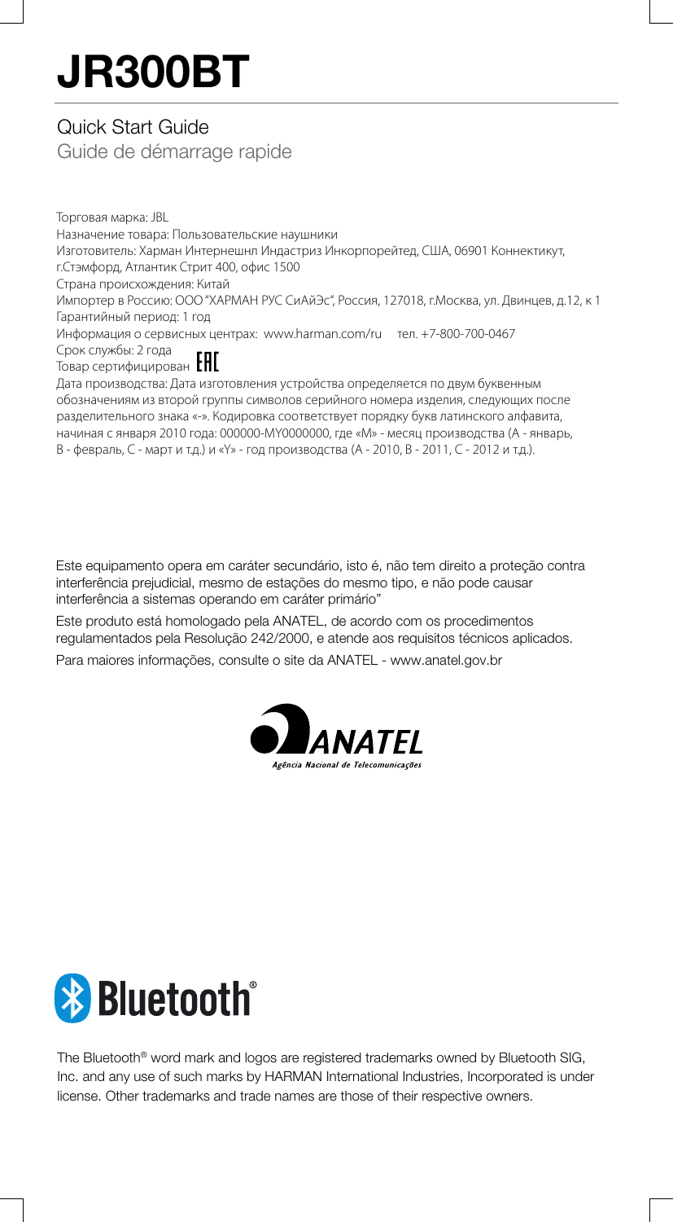# JR300BT

## Quick Start Guide

Guide de démarrage rapide

Торговая марка: JBL
Назначение товара: Пользовательские наушники
Изготовитель: Харман Интернешнл Индастриз Инкорпорейтед, США, 06901 Коннектикут, г.Стэмфорд, Атлантик Стрит 400, офис 1500
Страна происхождения: Китай
Импортер в Россию: ООО "ХАРМАН РУС СиАйЭс", Россия, 127018, г.Москва, ул. Двинцев, д.12, к 1
Гарантийный период: 1 год
Информация о сервисных центрах: www.harman.com/ru тел. +7-800-700-0467
Срок службы: 2 года
Товар сертифицирован EAC
Дата производства: Дата изготовления устройства определяется по двум буквенным обозначениям из второй группы символов серийного номера изделия, следующих после разделительного знака «-». Кодировка соответствует порядку букв латинского алфавита, начиная с января 2010 года: 000000-MY0000000, где «M» - месяц производства (А - январь, B - февраль, C - март и т.д.) и «Y» - год производства (A - 2010, B - 2011, C - 2012 и т.д.).

Este equipamento opera em caráter secundário, isto é, não tem direito a proteção contra interferência prejudicial, mesmo de estações do mesmo tipo, e não pode causar interferência a sistemas operando em caráter primário"

Este produto está homologado pela ANATEL, de acordo com os procedimentos regulamentados pela Resolução 242/2000, e atende aos requisitos técnicos aplicados.

Para maiores informações, consulte o site da ANATEL - www.anatel.gov.br

ANATEL
Agência Nacional de Telecomunicações

Bluetooth®

The Bluetooth® word mark and logos are registered trademarks owned by Bluetooth SIG, Inc. and any use of such marks by HARMAN International Industries, Incorporated is under license. Other trademarks and trade names are those of their respective owners.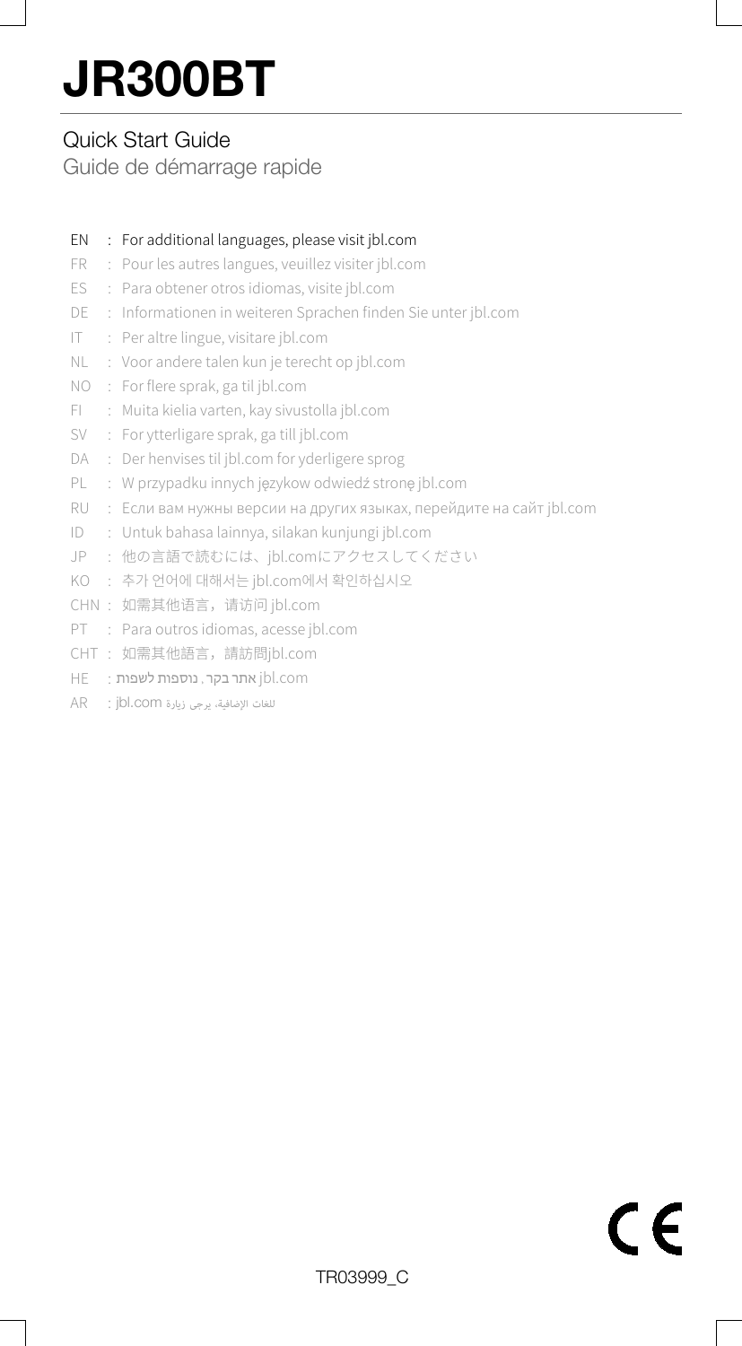# JR300BT

Quick Start Guide

Guide de démarrage rapide

EN : For additional languages, please visit jbl.com

FR : Pour les autres langues, veuillez visiter jbl.com

ES : Para obtener otros idiomas, visite jbl.com

DE : Informationen in weiteren Sprachen finden Sie unter jbl.com

IT : Per altre lingue, visitare jbl.com

NL : Voor andere talen kun je terecht op jbl.com

NO : For flere sprak, ga til jbl.com

FI : Muita kielia varten, kay sivustolla jbl.com

SV : For ytterligare sprak, ga till jbl.com

DA : Der henvises til jbl.com for yderligere sprog

PL : W przypadku innych języków odwiedź stronę jbl.com

RU : Если вам нужны версии на других языках, перейдите на сайт jbl.com

ID : Untuk bahasa lainnya, silakan kunjungi jbl.com

JP : 他の言語で読むには、jbl.comにアクセスしてください

KO : 추가 언어에 대해서는 jbl.com에서 확인하십시오

CHN : 如需其他语言，请访问 jbl.com

PT : Para outros idiomas, acesse jbl.com

CHT : 如需其他語言，請訪問jbl.com

HE : לשפות נוספות, בקר באתר jbl.com

AR : للغات الإضافية، يرجى زيارة jbl.com

CE

TR03999_C